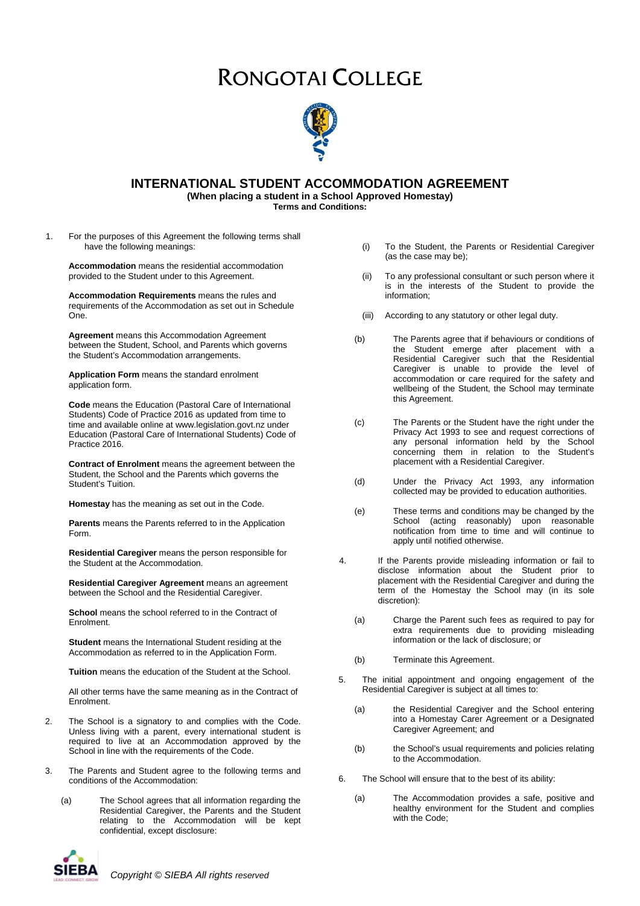# RONGOTAI COLLEGE

## INTERNATIONAL STUDENT ACCOMMODATION AGREEMENT

**(When placing a student in a School Approved Homestay)**

**Terms and Conditions:**

1. For the purposes of this Agreement the following terms shall have the following meanings:

   **Accommodation** means the residential accommodation provided to the Student under to this Agreement.

   **Accommodation Requirements** means the rules and requirements of the Accommodation as set out in Schedule One.

   **Agreement** means this Accommodation Agreement between the Student, School, and Parents which governs the Student's Accommodation arrangements.

   **Application Form** means the standard enrolment application form.

   **Code** means the Education (Pastoral Care of International Students) Code of Practice 2016 as updated from time to time and available online at www.legislation.govt.nz under Education (Pastoral Care of International Students) Code of Practice 2016.

   **Contract of Enrolment** means the agreement between the Student, the School and the Parents which governs the Student's Tuition.

   **Homestay** has the meaning as set out in the Code.

   **Parents** means the Parents referred to in the Application Form.

   **Residential Caregiver** means the person responsible for the Student at the Accommodation.

   **Residential Caregiver Agreement** means an agreement between the School and the Residential Caregiver.

   **School** means the school referred to in the Contract of Enrolment.

   **Student** means the International Student residing at the Accommodation as referred to in the Application Form.

   **Tuition** means the education of the Student at the School.

   All other terms have the same meaning as in the Contract of Enrolment.

2. The School is a signatory to and complies with the Code. Unless living with a parent, every international student is required to live at an Accommodation approved by the School in line with the requirements of the Code.

3. The Parents and Student agree to the following terms and conditions of the Accommodation:

   (a) The School agrees that all information regarding the Residential Caregiver, the Parents and the Student relating to the Accommodation will be kept confidential, except disclosure:

      (i) To the Student, the Parents or Residential Caregiver (as the case may be);

      (ii) To any professional consultant or such person where it is in the interests of the Student to provide the information;

      (iii) According to any statutory or other legal duty.

   (b) The Parents agree that if behaviours or conditions of the Student emerge after placement with a Residential Caregiver such that the Residential Caregiver is unable to provide the level of accommodation or care required for the safety and wellbeing of the Student, the School may terminate this Agreement.

   (c) The Parents or the Student have the right under the Privacy Act 1993 to see and request corrections of any personal information held by the School concerning them in relation to the Student's placement with a Residential Caregiver.

   (d) Under the Privacy Act 1993, any information collected may be provided to education authorities.

   (e) These terms and conditions may be changed by the School (acting reasonably) upon reasonable notification from time to time and will continue to apply until notified otherwise.

4. If the Parents provide misleading information or fail to disclose information about the Student prior to placement with the Residential Caregiver and during the term of the Homestay the School may (in its sole discretion):

   (a) Charge the Parent such fees as required to pay for extra requirements due to providing misleading information or the lack of disclosure; or

   (b) Terminate this Agreement.

5. The initial appointment and ongoing engagement of the Residential Caregiver is subject at all times to:

   (a) the Residential Caregiver and the School entering into a Homestay Carer Agreement or a Designated Caregiver Agreement; and

   (b) the School's usual requirements and policies relating to the Accommodation.

6. The School will ensure that to the best of its ability:

   (a) The Accommodation provides a safe, positive and healthy environment for the Student and complies with the Code;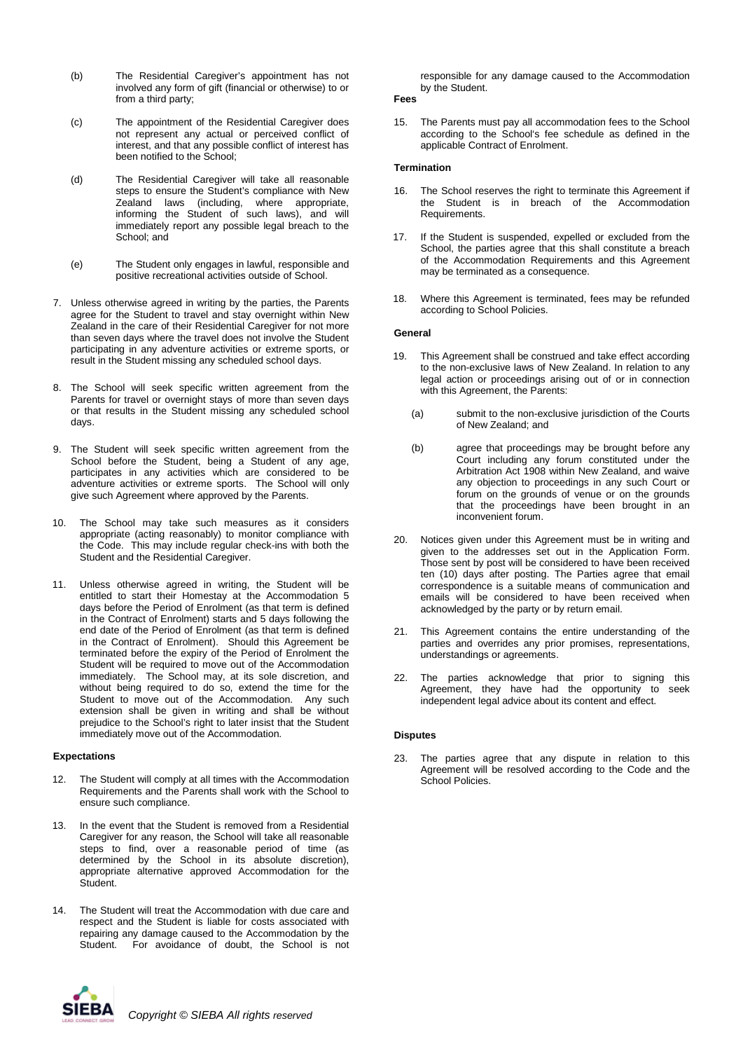(b) The Residential Caregiver's appointment has not involved any form of gift (financial or otherwise) to or from a third party;

(c) The appointment of the Residential Caregiver does not represent any actual or perceived conflict of interest, and that any possible conflict of interest has been notified to the School;

(d) The Residential Caregiver will take all reasonable steps to ensure the Student's compliance with New Zealand laws (including, where appropriate, informing the Student of such laws), and will immediately report any possible legal breach to the School; and

(e) The Student only engages in lawful, responsible and positive recreational activities outside of School.

7. Unless otherwise agreed in writing by the parties, the Parents agree for the Student to travel and stay overnight within New Zealand in the care of their Residential Caregiver for not more than seven days where the travel does not involve the Student participating in any adventure activities or extreme sports, or result in the Student missing any scheduled school days.

8. The School will seek specific written agreement from the Parents for travel or overnight stays of more than seven days or that results in the Student missing any scheduled school days.

9. The Student will seek specific written agreement from the School before the Student, being a Student of any age, participates in any activities which are considered to be adventure activities or extreme sports. The School will only give such Agreement where approved by the Parents.

10. The School may take such measures as it considers appropriate (acting reasonably) to monitor compliance with the Code. This may include regular check-ins with both the Student and the Residential Caregiver.

11. Unless otherwise agreed in writing, the Student will be entitled to start their Homestay at the Accommodation 5 days before the Period of Enrolment (as that term is defined in the Contract of Enrolment) starts and 5 days following the end date of the Period of Enrolment (as that term is defined in the Contract of Enrolment). Should this Agreement be terminated before the expiry of the Period of Enrolment the Student will be required to move out of the Accommodation immediately. The School may, at its sole discretion, and without being required to do so, extend the time for the Student to move out of the Accommodation. Any such extension shall be given in writing and shall be without prejudice to the School's right to later insist that the Student immediately move out of the Accommodation.

**Expectations**

12. The Student will comply at all times with the Accommodation Requirements and the Parents shall work with the School to ensure such compliance.

13. In the event that the Student is removed from a Residential Caregiver for any reason, the School will take all reasonable steps to find, over a reasonable period of time (as determined by the School in its absolute discretion), appropriate alternative approved Accommodation for the Student.

14. The Student will treat the Accommodation with due care and respect and the Student is liable for costs associated with repairing any damage caused to the Accommodation by the Student. For avoidance of doubt, the School is not responsible for any damage caused to the Accommodation by the Student.

**Fees**

15. The Parents must pay all accommodation fees to the School according to the School's fee schedule as defined in the applicable Contract of Enrolment.

**Termination**

16. The School reserves the right to terminate this Agreement if the Student is in breach of the Accommodation Requirements.

17. If the Student is suspended, expelled or excluded from the School, the parties agree that this shall constitute a breach of the Accommodation Requirements and this Agreement may be terminated as a consequence.

18. Where this Agreement is terminated, fees may be refunded according to School Policies.

**General**

19. This Agreement shall be construed and take effect according to the non-exclusive laws of New Zealand. In relation to any legal action or proceedings arising out of or in connection with this Agreement, the Parents:

(a) submit to the non-exclusive jurisdiction of the Courts of New Zealand; and

(b) agree that proceedings may be brought before any Court including any forum constituted under the Arbitration Act 1908 within New Zealand, and waive any objection to proceedings in any such Court or forum on the grounds of venue or on the grounds that the proceedings have been brought in an inconvenient forum.

20. Notices given under this Agreement must be in writing and given to the addresses set out in the Application Form. Those sent by post will be considered to have been received ten (10) days after posting. The Parties agree that email correspondence is a suitable means of communication and emails will be considered to have been received when acknowledged by the party or by return email.

21. This Agreement contains the entire understanding of the parties and overrides any prior promises, representations, understandings or agreements.

22. The parties acknowledge that prior to signing this Agreement, they have had the opportunity to seek independent legal advice about its content and effect.

**Disputes**

23. The parties agree that any dispute in relation to this Agreement will be resolved according to the Code and the School Policies.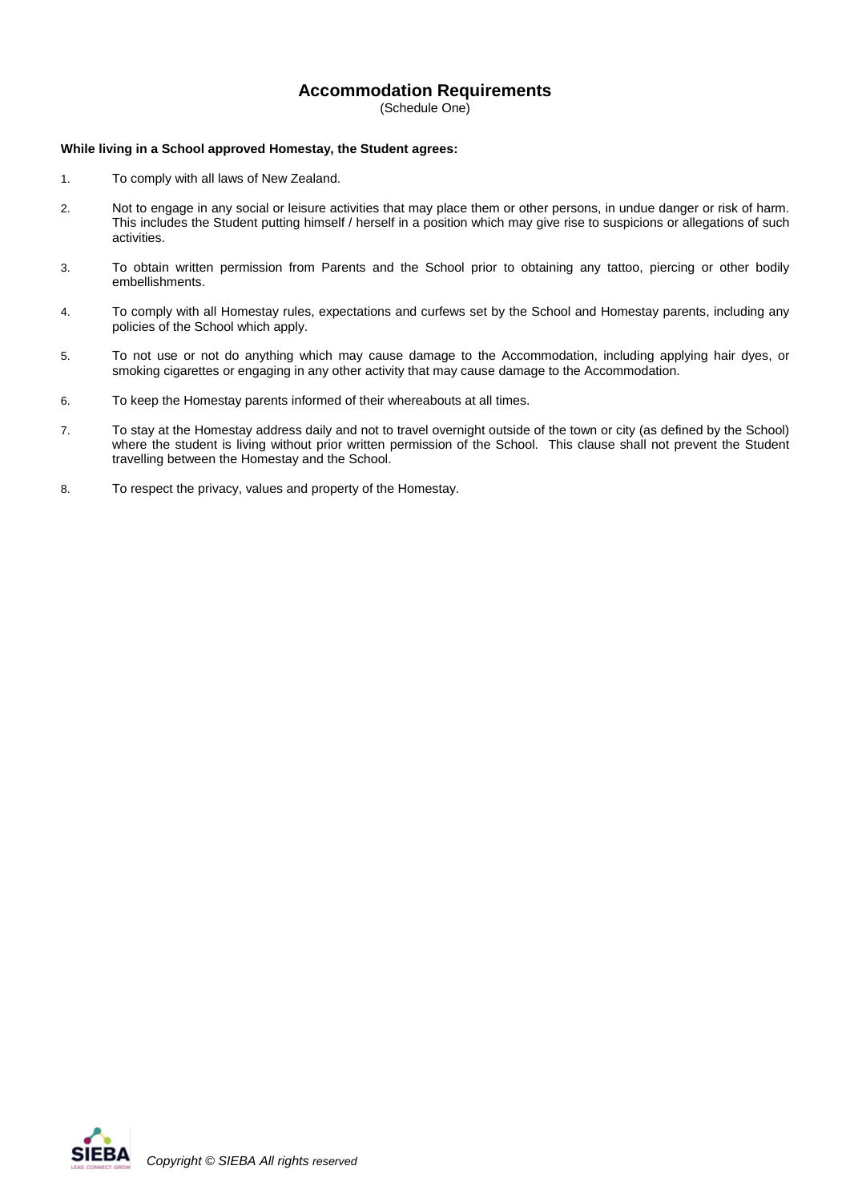# Accommodation Requirements

(Schedule One)

**While living in a School approved Homestay, the Student agrees:**

1. To comply with all laws of New Zealand.
2. Not to engage in any social or leisure activities that may place them or other persons, in undue danger or risk of harm. This includes the Student putting himself / herself in a position which may give rise to suspicions or allegations of such activities.
3. To obtain written permission from Parents and the School prior to obtaining any tattoo, piercing or other bodily embellishments.
4. To comply with all Homestay rules, expectations and curfews set by the School and Homestay parents, including any policies of the School which apply.
5. To not use or not do anything which may cause damage to the Accommodation, including applying hair dyes, or smoking cigarettes or engaging in any other activity that may cause damage to the Accommodation.
6. To keep the Homestay parents informed of their whereabouts at all times.
7. To stay at the Homestay address daily and not to travel overnight outside of the town or city (as defined by the School) where the student is living without prior written permission of the School. This clause shall not prevent the Student travelling between the Homestay and the School.
8. To respect the privacy, values and property of the Homestay.

*Copyright © SIEBA All rights reserved*